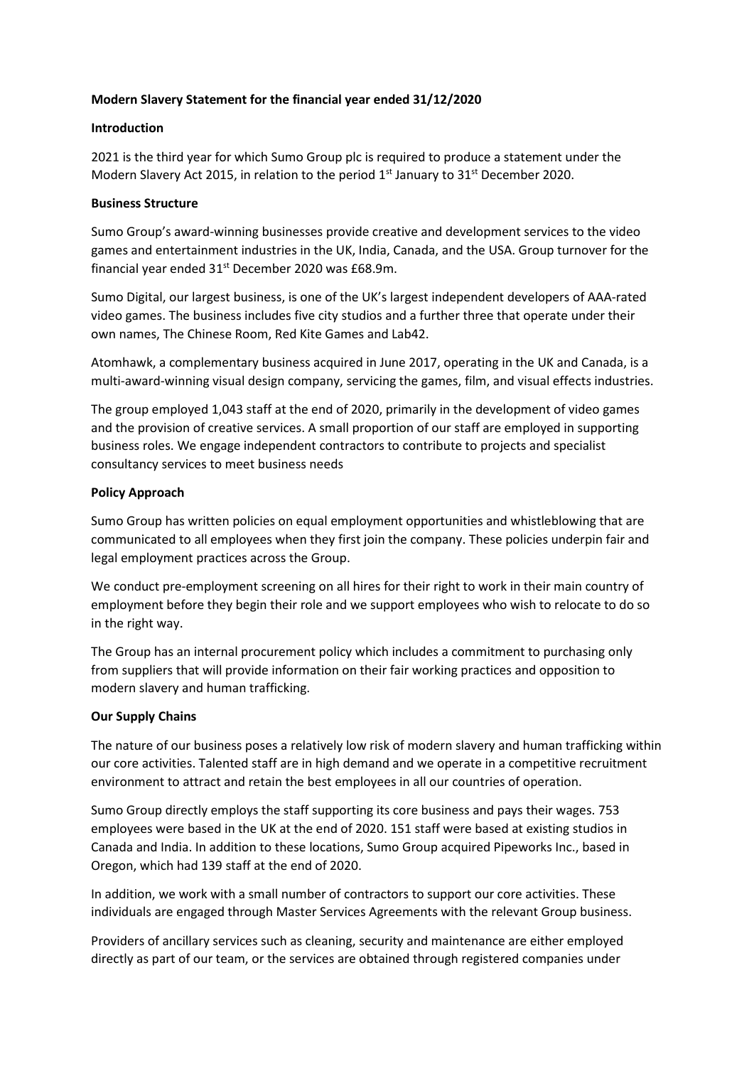**Modern Slavery Statement for the financial year ended 31/12/2020**

**Introduction**

2021 is the third year for which Sumo Group plc is required to produce a statement under the Modern Slavery Act 2015, in relation to the period 1st January to 31st December 2020.

**Business Structure**

Sumo Group's award-winning businesses provide creative and development services to the video games and entertainment industries in the UK, India, Canada, and the USA. Group turnover for the financial year ended 31st December 2020 was £68.9m.

Sumo Digital, our largest business, is one of the UK's largest independent developers of AAA-rated video games. The business includes five city studios and a further three that operate under their own names, The Chinese Room, Red Kite Games and Lab42.

Atomhawk, a complementary business acquired in June 2017, operating in the UK and Canada, is a multi-award-winning visual design company, servicing the games, film, and visual effects industries.

The group employed 1,043 staff at the end of 2020, primarily in the development of video games and the provision of creative services. A small proportion of our staff are employed in supporting business roles. We engage independent contractors to contribute to projects and specialist consultancy services to meet business needs

**Policy Approach**

Sumo Group has written policies on equal employment opportunities and whistleblowing that are communicated to all employees when they first join the company. These policies underpin fair and legal employment practices across the Group.

We conduct pre-employment screening on all hires for their right to work in their main country of employment before they begin their role and we support employees who wish to relocate to do so in the right way.

The Group has an internal procurement policy which includes a commitment to purchasing only from suppliers that will provide information on their fair working practices and opposition to modern slavery and human trafficking.

**Our Supply Chains**

The nature of our business poses a relatively low risk of modern slavery and human trafficking within our core activities. Talented staff are in high demand and we operate in a competitive recruitment environment to attract and retain the best employees in all our countries of operation.

Sumo Group directly employs the staff supporting its core business and pays their wages. 753 employees were based in the UK at the end of 2020. 151 staff were based at existing studios in Canada and India. In addition to these locations, Sumo Group acquired Pipeworks Inc., based in Oregon, which had 139 staff at the end of 2020.

In addition, we work with a small number of contractors to support our core activities. These individuals are engaged through Master Services Agreements with the relevant Group business.

Providers of ancillary services such as cleaning, security and maintenance are either employed directly as part of our team, or the services are obtained through registered companies under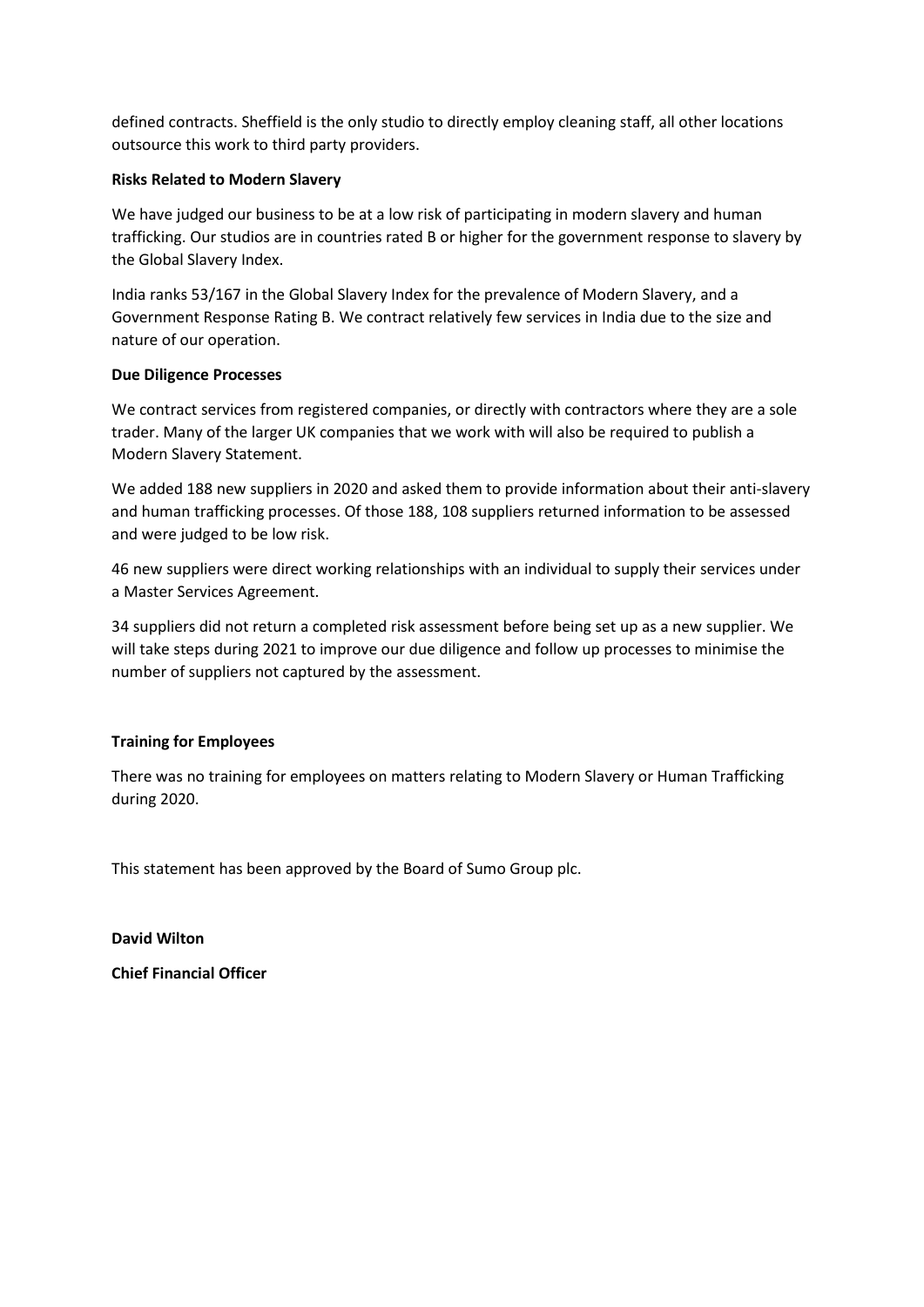defined contracts. Sheffield is the only studio to directly employ cleaning staff, all other locations outsource this work to third party providers.

**Risks Related to Modern Slavery**

We have judged our business to be at a low risk of participating in modern slavery and human trafficking. Our studios are in countries rated B or higher for the government response to slavery by the Global Slavery Index.

India ranks 53/167 in the Global Slavery Index for the prevalence of Modern Slavery, and a Government Response Rating B. We contract relatively few services in India due to the size and nature of our operation.

**Due Diligence Processes**

We contract services from registered companies, or directly with contractors where they are a sole trader. Many of the larger UK companies that we work with will also be required to publish a Modern Slavery Statement.

We added 188 new suppliers in 2020 and asked them to provide information about their anti-slavery and human trafficking processes. Of those 188, 108 suppliers returned information to be assessed and were judged to be low risk.

46 new suppliers were direct working relationships with an individual to supply their services under a Master Services Agreement.

34 suppliers did not return a completed risk assessment before being set up as a new supplier. We will take steps during 2021 to improve our due diligence and follow up processes to minimise the number of suppliers not captured by the assessment.

**Training for Employees**

There was no training for employees on matters relating to Modern Slavery or Human Trafficking during 2020.

This statement has been approved by the Board of Sumo Group plc.

**David Wilton**

**Chief Financial Officer**